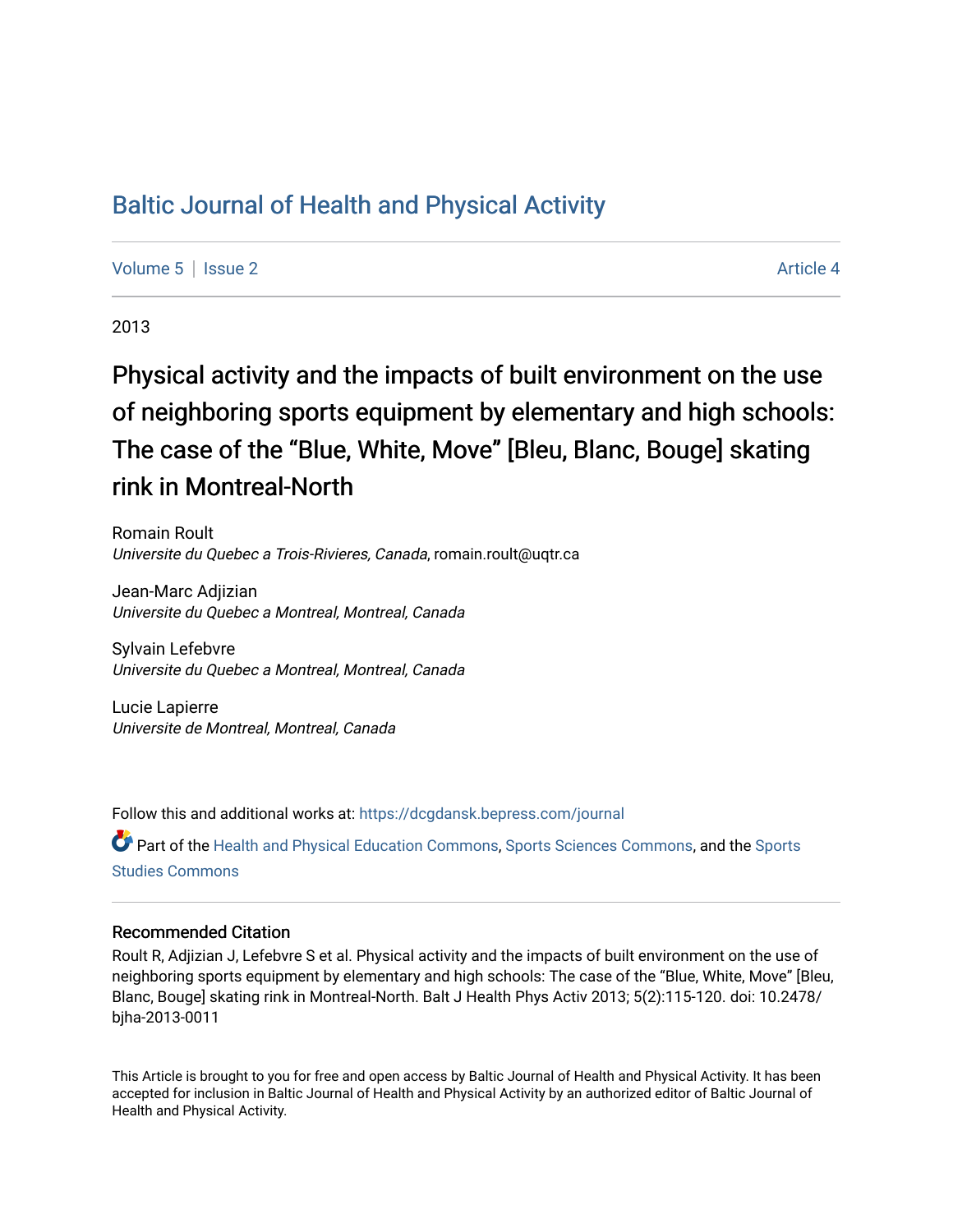# Baltic Journal of Health and Physical Activity

Volume 5 | Issue 2 Article 4

2013

## Physical activity and the impacts of built environment on the use of neighboring sports equipment by elementary and high schools: The case of the “Blue, White, Move” [Bleu, Blanc, Bouge] skating rink in Montreal-North

Romain Roult
*Universite du Quebec a Trois-Rivieres, Canada*, romain.roult@uqtr.ca

Jean-Marc Adjizian
*Universite du Quebec a Montreal, Montreal, Canada*

Sylvain Lefebvre
*Universite du Quebec a Montreal, Montreal, Canada*

Lucie Lapierre
*Universite de Montreal, Montreal, Canada*

Follow this and additional works at: https://dcgdansk.bepress.com/journal

Part of the Health and Physical Education Commons, Sports Sciences Commons, and the Sports Studies Commons

### Recommended Citation

Roult R, Adjizian J, Lefebvre S et al. Physical activity and the impacts of built environment on the use of neighboring sports equipment by elementary and high schools: The case of the “Blue, White, Move” [Bleu, Blanc, Bouge] skating rink in Montreal-North. Balt J Health Phys Activ 2013; 5(2):115-120. doi: 10.2478/bjha-2013-0011

This Article is brought to you for free and open access by Baltic Journal of Health and Physical Activity. It has been accepted for inclusion in Baltic Journal of Health and Physical Activity by an authorized editor of Baltic Journal of Health and Physical Activity.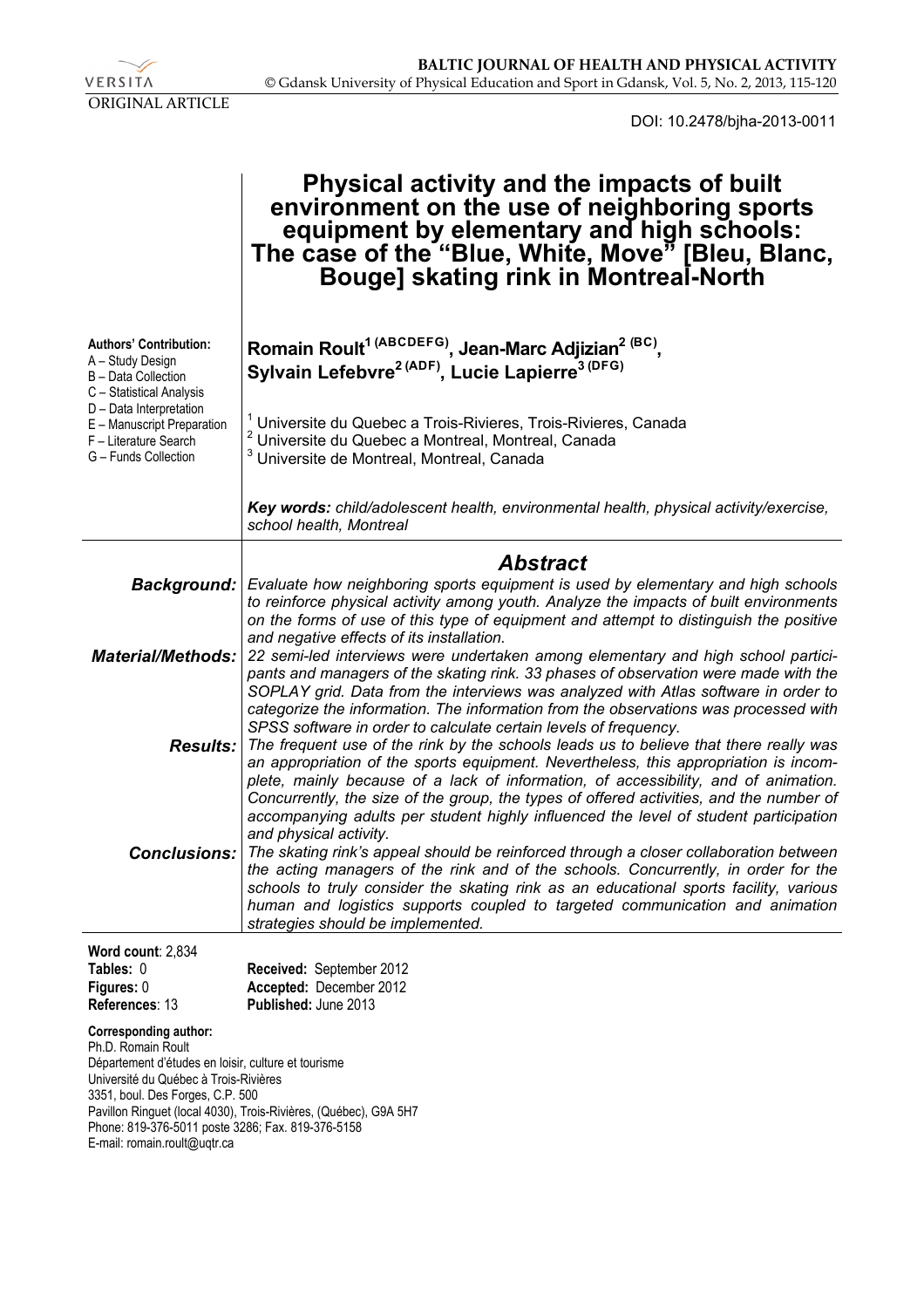ORIGINAL ARTICLE

DOI: 10.2478/bjha-2013-0011

# Physical activity and the impacts of built environment on the use of neighboring sports equipment by elementary and high schools: The case of the "Blue, White, Move" [Bleu, Blanc, Bouge] skating rink in Montreal-North

**Authors' Contribution:**
A – Study Design
B – Data Collection
C – Statistical Analysis
D – Data Interpretation
E – Manuscript Preparation
F – Literature Search
G – Funds Collection

**Romain Roult[1 (ABCDEFG)], Jean-Marc Adjizian[2 (BC)], Sylvain Lefebvre[2 (ADF)], Lucie Lapierre[3 (DFG)]**

[1] Universite du Quebec a Trois-Rivieres, Trois-Rivieres, Canada
[2] Universite du Quebec a Montreal, Montreal, Canada
[3] Universite de Montreal, Montreal, Canada

***Key words:*** *child/adolescent health, environmental health, physical activity/exercise, school health, Montreal*

## Abstract

***Background:*** *Evaluate how neighboring sports equipment is used by elementary and high schools to reinforce physical activity among youth. Analyze the impacts of built environments on the forms of use of this type of equipment and attempt to distinguish the positive and negative effects of its installation.*

***Material/Methods:*** *22 semi-led interviews were undertaken among elementary and high school participants and managers of the skating rink. 33 phases of observation were made with the SOPLAY grid. Data from the interviews was analyzed with Atlas software in order to categorize the information. The information from the observations was processed with SPSS software in order to calculate certain levels of frequency.*

***Results:*** *The frequent use of the rink by the schools leads us to believe that there really was an appropriation of the sports equipment. Nevertheless, this appropriation is incomplete, mainly because of a lack of information, of accessibility, and of animation. Concurrently, the size of the group, the types of offered activities, and the number of accompanying adults per student highly influenced the level of student participation and physical activity.*

***Conclusions:*** *The skating rink's appeal should be reinforced through a closer collaboration between the acting managers of the rink and of the schools. Concurrently, in order for the schools to truly consider the skating rink as an educational sports facility, various human and logistics supports coupled to targeted communication and animation strategies should be implemented.*

**Word count**: 2,834
**Tables:** 0
**Figures:** 0
**References**: 13

**Received:** September 2012
**Accepted:** December 2012
**Published:** June 2013

**Corresponding author:**
Ph.D. Romain Roult
Département d'études en loisir, culture et tourisme
Université du Québec à Trois-Rivières
3351, boul. Des Forges, C.P. 500
Pavillon Ringuet (local 4030), Trois-Rivières, (Québec), G9A 5H7
Phone: 819-376-5011 poste 3286; Fax. 819-376-5158
E-mail: romain.roult@uqtr.ca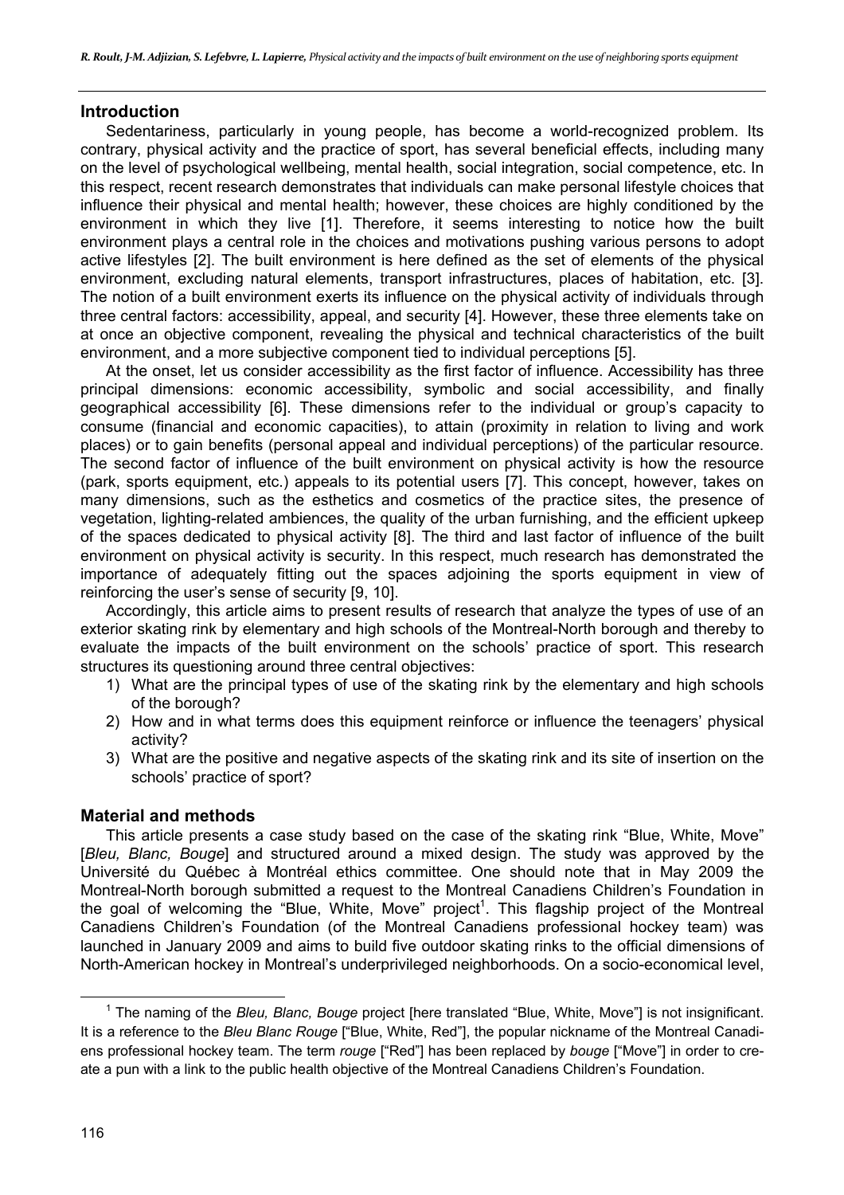## Introduction

Sedentariness, particularly in young people, has become a world-recognized problem. Its contrary, physical activity and the practice of sport, has several beneficial effects, including many on the level of psychological wellbeing, mental health, social integration, social competence, etc. In this respect, recent research demonstrates that individuals can make personal lifestyle choices that influence their physical and mental health; however, these choices are highly conditioned by the environment in which they live [1]. Therefore, it seems interesting to notice how the built environment plays a central role in the choices and motivations pushing various persons to adopt active lifestyles [2]. The built environment is here defined as the set of elements of the physical environment, excluding natural elements, transport infrastructures, places of habitation, etc. [3]. The notion of a built environment exerts its influence on the physical activity of individuals through three central factors: accessibility, appeal, and security [4]. However, these three elements take on at once an objective component, revealing the physical and technical characteristics of the built environment, and a more subjective component tied to individual perceptions [5].

At the onset, let us consider accessibility as the first factor of influence. Accessibility has three principal dimensions: economic accessibility, symbolic and social accessibility, and finally geographical accessibility [6]. These dimensions refer to the individual or group's capacity to consume (financial and economic capacities), to attain (proximity in relation to living and work places) or to gain benefits (personal appeal and individual perceptions) of the particular resource. The second factor of influence of the built environment on physical activity is how the resource (park, sports equipment, etc.) appeals to its potential users [7]. This concept, however, takes on many dimensions, such as the esthetics and cosmetics of the practice sites, the presence of vegetation, lighting-related ambiences, the quality of the urban furnishing, and the efficient upkeep of the spaces dedicated to physical activity [8]. The third and last factor of influence of the built environment on physical activity is security. In this respect, much research has demonstrated the importance of adequately fitting out the spaces adjoining the sports equipment in view of reinforcing the user's sense of security [9, 10].

Accordingly, this article aims to present results of research that analyze the types of use of an exterior skating rink by elementary and high schools of the Montreal-North borough and thereby to evaluate the impacts of the built environment on the schools' practice of sport. This research structures its questioning around three central objectives:

1) What are the principal types of use of the skating rink by the elementary and high schools of the borough?
2) How and in what terms does this equipment reinforce or influence the teenagers' physical activity?
3) What are the positive and negative aspects of the skating rink and its site of insertion on the schools' practice of sport?

## Material and methods

This article presents a case study based on the case of the skating rink "Blue, White, Move" [*Bleu, Blanc, Bouge*] and structured around a mixed design. The study was approved by the Université du Québec à Montréal ethics committee. One should note that in May 2009 the Montreal-North borough submitted a request to the Montreal Canadiens Children's Foundation in the goal of welcoming the "Blue, White, Move" project[1]. This flagship project of the Montreal Canadiens Children's Foundation (of the Montreal Canadiens professional hockey team) was launched in January 2009 and aims to build five outdoor skating rinks to the official dimensions of North-American hockey in Montreal's underprivileged neighborhoods. On a socio-economical level,

---

[1] The naming of the *Bleu, Blanc, Bouge* project [here translated "Blue, White, Move"] is not insignificant. It is a reference to the *Bleu Blanc Rouge* ["Blue, White, Red"], the popular nickname of the Montreal Canadiens professional hockey team. The term *rouge* ["Red"] has been replaced by *bouge* ["Move"] in order to create a pun with a link to the public health objective of the Montreal Canadiens Children's Foundation.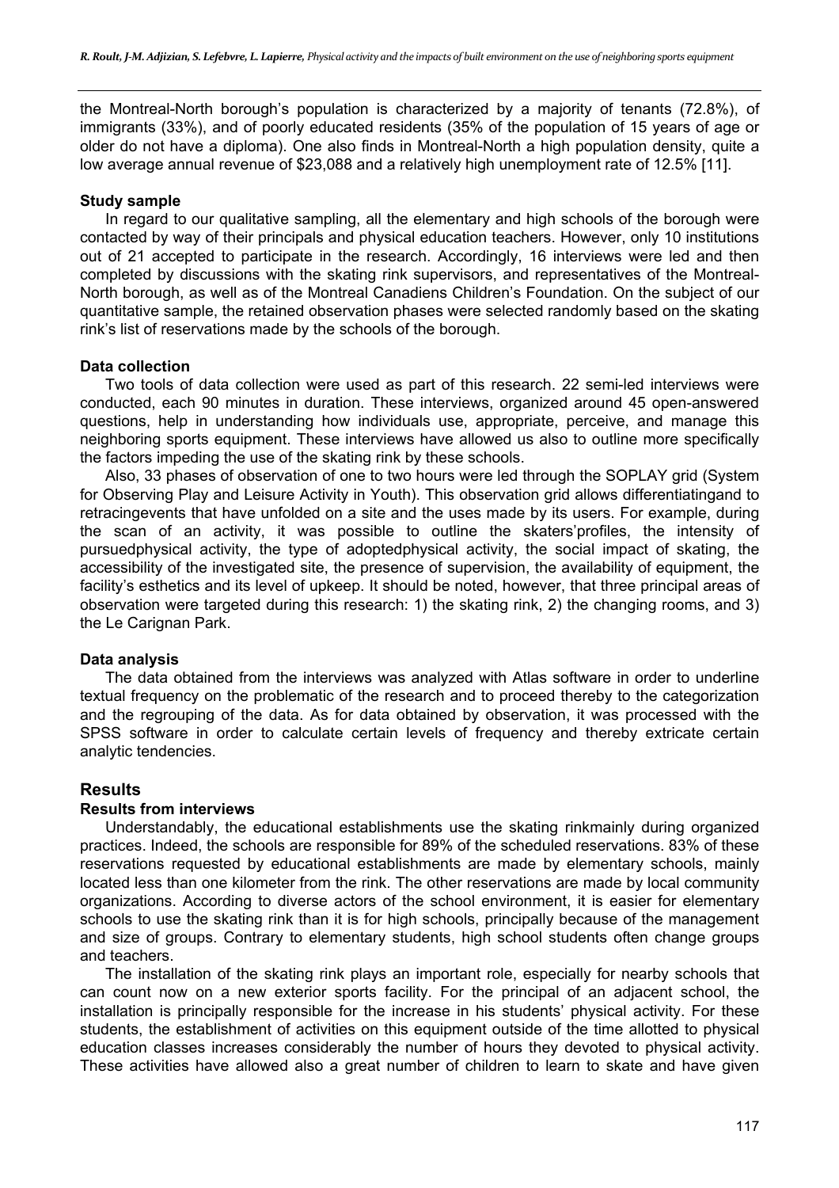the Montreal-North borough's population is characterized by a majority of tenants (72.8%), of immigrants (33%), and of poorly educated residents (35% of the population of 15 years of age or older do not have a diploma). One also finds in Montreal-North a high population density, quite a low average annual revenue of $23,088 and a relatively high unemployment rate of 12.5% [11].

### Study sample

In regard to our qualitative sampling, all the elementary and high schools of the borough were contacted by way of their principals and physical education teachers. However, only 10 institutions out of 21 accepted to participate in the research. Accordingly, 16 interviews were led and then completed by discussions with the skating rink supervisors, and representatives of the Montreal-North borough, as well as of the Montreal Canadiens Children's Foundation. On the subject of our quantitative sample, the retained observation phases were selected randomly based on the skating rink's list of reservations made by the schools of the borough.

### Data collection

Two tools of data collection were used as part of this research. 22 semi-led interviews were conducted, each 90 minutes in duration. These interviews, organized around 45 open-answered questions, help in understanding how individuals use, appropriate, perceive, and manage this neighboring sports equipment. These interviews have allowed us also to outline more specifically the factors impeding the use of the skating rink by these schools.

Also, 33 phases of observation of one to two hours were led through the SOPLAY grid (System for Observing Play and Leisure Activity in Youth). This observation grid allows differentiatingand to retracingevents that have unfolded on a site and the uses made by its users. For example, during the scan of an activity, it was possible to outline the skaters'profiles, the intensity of pursuedphysical activity, the type of adoptedphysical activity, the social impact of skating, the accessibility of the investigated site, the presence of supervision, the availability of equipment, the facility's esthetics and its level of upkeep. It should be noted, however, that three principal areas of observation were targeted during this research: 1) the skating rink, 2) the changing rooms, and 3) the Le Carignan Park.

### Data analysis

The data obtained from the interviews was analyzed with Atlas software in order to underline textual frequency on the problematic of the research and to proceed thereby to the categorization and the regrouping of the data. As for data obtained by observation, it was processed with the SPSS software in order to calculate certain levels of frequency and thereby extricate certain analytic tendencies.

## Results

### Results from interviews

Understandably, the educational establishments use the skating rinkmainly during organized practices. Indeed, the schools are responsible for 89% of the scheduled reservations. 83% of these reservations requested by educational establishments are made by elementary schools, mainly located less than one kilometer from the rink. The other reservations are made by local community organizations. According to diverse actors of the school environment, it is easier for elementary schools to use the skating rink than it is for high schools, principally because of the management and size of groups. Contrary to elementary students, high school students often change groups and teachers.

The installation of the skating rink plays an important role, especially for nearby schools that can count now on a new exterior sports facility. For the principal of an adjacent school, the installation is principally responsible for the increase in his students' physical activity. For these students, the establishment of activities on this equipment outside of the time allotted to physical education classes increases considerably the number of hours they devoted to physical activity. These activities have allowed also a great number of children to learn to skate and have given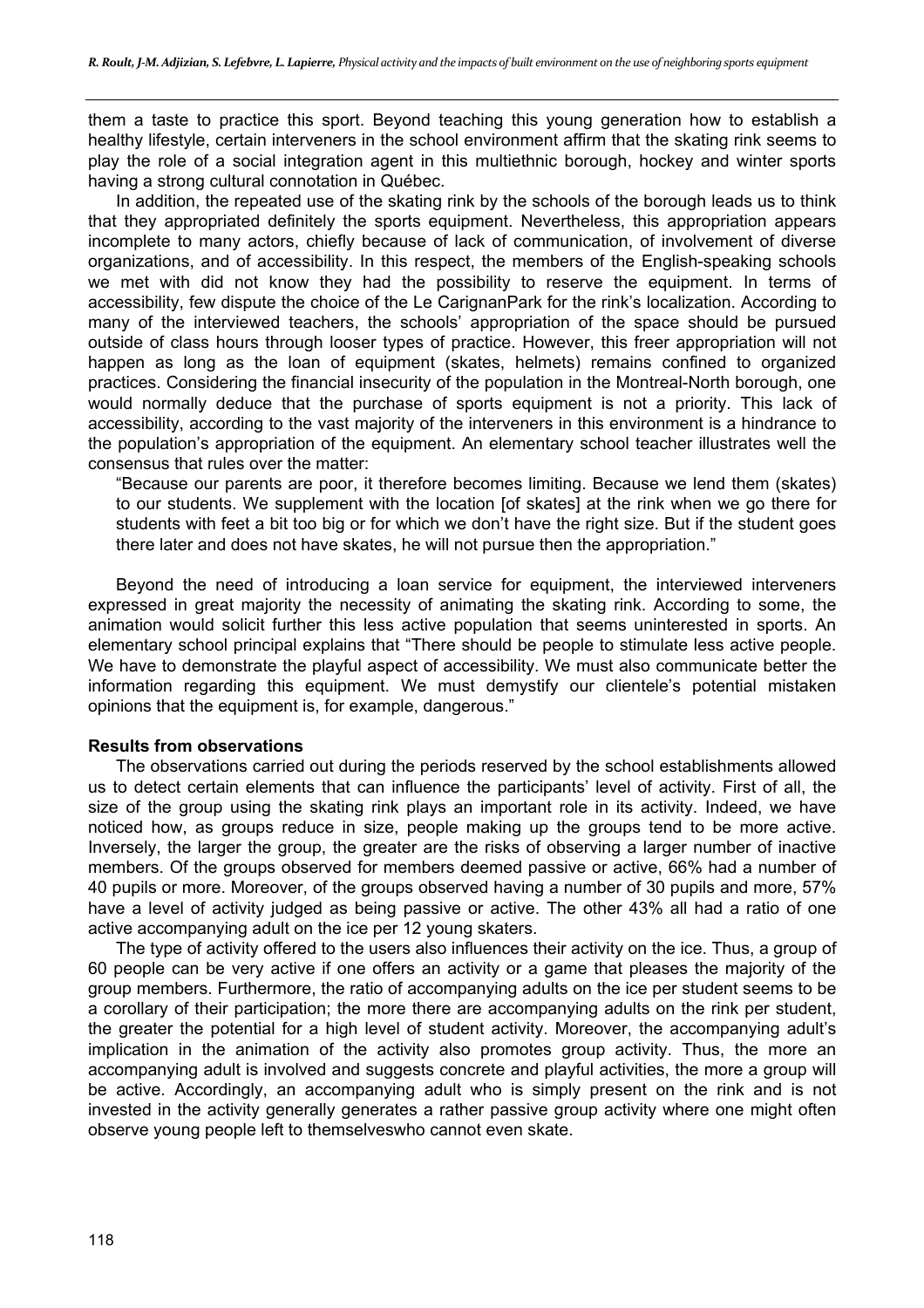them a taste to practice this sport. Beyond teaching this young generation how to establish a healthy lifestyle, certain interveners in the school environment affirm that the skating rink seems to play the role of a social integration agent in this multiethnic borough, hockey and winter sports having a strong cultural connotation in Québec.

In addition, the repeated use of the skating rink by the schools of the borough leads us to think that they appropriated definitely the sports equipment. Nevertheless, this appropriation appears incomplete to many actors, chiefly because of lack of communication, of involvement of diverse organizations, and of accessibility. In this respect, the members of the English-speaking schools we met with did not know they had the possibility to reserve the equipment. In terms of accessibility, few dispute the choice of the Le CarignanPark for the rink's localization. According to many of the interviewed teachers, the schools' appropriation of the space should be pursued outside of class hours through looser types of practice. However, this freer appropriation will not happen as long as the loan of equipment (skates, helmets) remains confined to organized practices. Considering the financial insecurity of the population in the Montreal-North borough, one would normally deduce that the purchase of sports equipment is not a priority. This lack of accessibility, according to the vast majority of the interveners in this environment is a hindrance to the population's appropriation of the equipment. An elementary school teacher illustrates well the consensus that rules over the matter:

> "Because our parents are poor, it therefore becomes limiting. Because we lend them (skates) to our students. We supplement with the location [of skates] at the rink when we go there for students with feet a bit too big or for which we don't have the right size. But if the student goes there later and does not have skates, he will not pursue then the appropriation."

Beyond the need of introducing a loan service for equipment, the interviewed interveners expressed in great majority the necessity of animating the skating rink. According to some, the animation would solicit further this less active population that seems uninterested in sports. An elementary school principal explains that "There should be people to stimulate less active people. We have to demonstrate the playful aspect of accessibility. We must also communicate better the information regarding this equipment. We must demystify our clientele's potential mistaken opinions that the equipment is, for example, dangerous."

**Results from observations**

The observations carried out during the periods reserved by the school establishments allowed us to detect certain elements that can influence the participants' level of activity. First of all, the size of the group using the skating rink plays an important role in its activity. Indeed, we have noticed how, as groups reduce in size, people making up the groups tend to be more active. Inversely, the larger the group, the greater are the risks of observing a larger number of inactive members. Of the groups observed for members deemed passive or active, 66% had a number of 40 pupils or more. Moreover, of the groups observed having a number of 30 pupils and more, 57% have a level of activity judged as being passive or active. The other 43% all had a ratio of one active accompanying adult on the ice per 12 young skaters.

The type of activity offered to the users also influences their activity on the ice. Thus, a group of 60 people can be very active if one offers an activity or a game that pleases the majority of the group members. Furthermore, the ratio of accompanying adults on the ice per student seems to be a corollary of their participation; the more there are accompanying adults on the rink per student, the greater the potential for a high level of student activity. Moreover, the accompanying adult's implication in the animation of the activity also promotes group activity. Thus, the more an accompanying adult is involved and suggests concrete and playful activities, the more a group will be active. Accordingly, an accompanying adult who is simply present on the rink and is not invested in the activity generally generates a rather passive group activity where one might often observe young people left to themselveswho cannot even skate.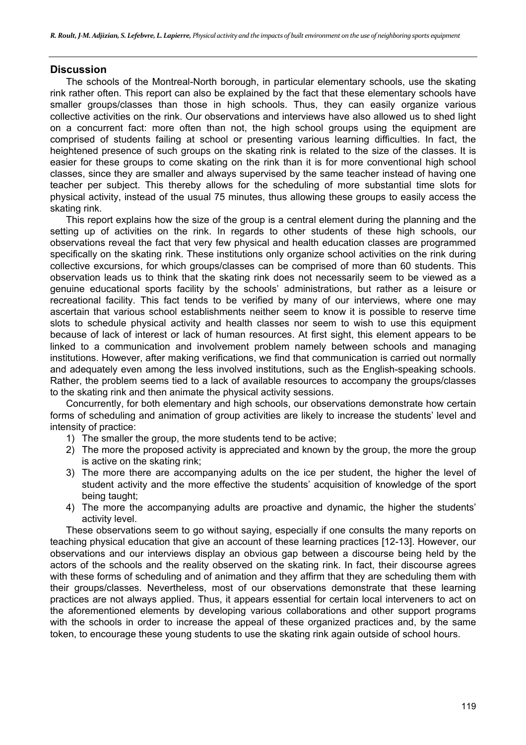## Discussion

The schools of the Montreal-North borough, in particular elementary schools, use the skating rink rather often. This report can also be explained by the fact that these elementary schools have smaller groups/classes than those in high schools. Thus, they can easily organize various collective activities on the rink. Our observations and interviews have also allowed us to shed light on a concurrent fact: more often than not, the high school groups using the equipment are comprised of students failing at school or presenting various learning difficulties. In fact, the heightened presence of such groups on the skating rink is related to the size of the classes. It is easier for these groups to come skating on the rink than it is for more conventional high school classes, since they are smaller and always supervised by the same teacher instead of having one teacher per subject. This thereby allows for the scheduling of more substantial time slots for physical activity, instead of the usual 75 minutes, thus allowing these groups to easily access the skating rink.

This report explains how the size of the group is a central element during the planning and the setting up of activities on the rink. In regards to other students of these high schools, our observations reveal the fact that very few physical and health education classes are programmed specifically on the skating rink. These institutions only organize school activities on the rink during collective excursions, for which groups/classes can be comprised of more than 60 students. This observation leads us to think that the skating rink does not necessarily seem to be viewed as a genuine educational sports facility by the schools' administrations, but rather as a leisure or recreational facility. This fact tends to be verified by many of our interviews, where one may ascertain that various school establishments neither seem to know it is possible to reserve time slots to schedule physical activity and health classes nor seem to wish to use this equipment because of lack of interest or lack of human resources. At first sight, this element appears to be linked to a communication and involvement problem namely between schools and managing institutions. However, after making verifications, we find that communication is carried out normally and adequately even among the less involved institutions, such as the English-speaking schools. Rather, the problem seems tied to a lack of available resources to accompany the groups/classes to the skating rink and then animate the physical activity sessions.

Concurrently, for both elementary and high schools, our observations demonstrate how certain forms of scheduling and animation of group activities are likely to increase the students' level and intensity of practice:

1) The smaller the group, the more students tend to be active;
2) The more the proposed activity is appreciated and known by the group, the more the group is active on the skating rink;
3) The more there are accompanying adults on the ice per student, the higher the level of student activity and the more effective the students' acquisition of knowledge of the sport being taught;
4) The more the accompanying adults are proactive and dynamic, the higher the students' activity level.

These observations seem to go without saying, especially if one consults the many reports on teaching physical education that give an account of these learning practices [12-13]. However, our observations and our interviews display an obvious gap between a discourse being held by the actors of the schools and the reality observed on the skating rink. In fact, their discourse agrees with these forms of scheduling and of animation and they affirm that they are scheduling them with their groups/classes. Nevertheless, most of our observations demonstrate that these learning practices are not always applied. Thus, it appears essential for certain local interveners to act on the aforementioned elements by developing various collaborations and other support programs with the schools in order to increase the appeal of these organized practices and, by the same token, to encourage these young students to use the skating rink again outside of school hours.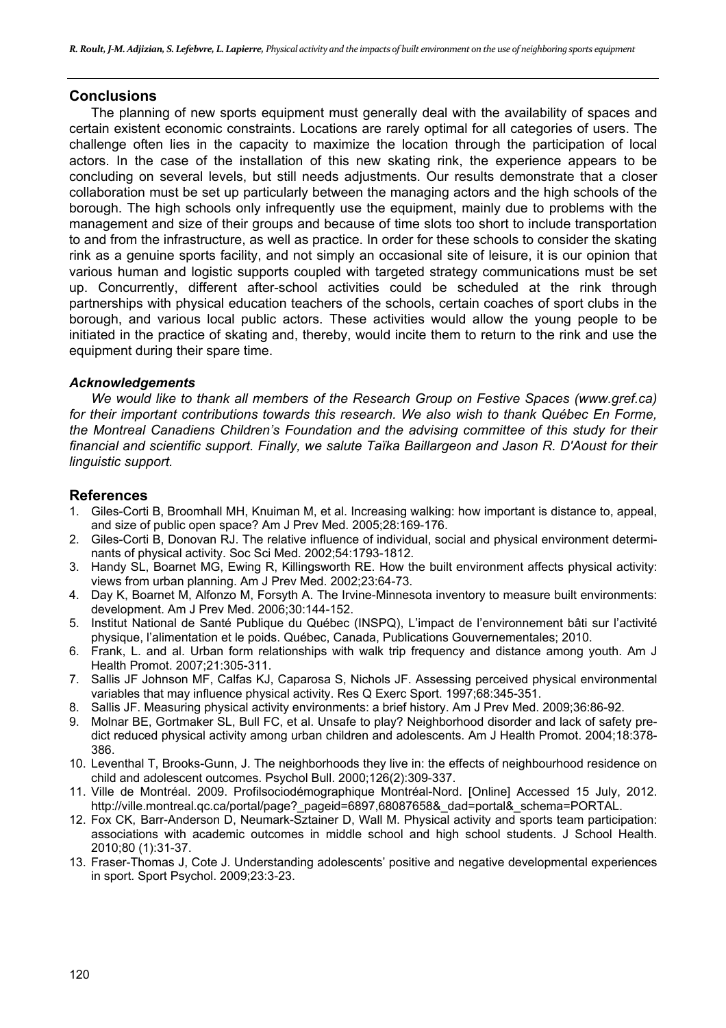## Conclusions

The planning of new sports equipment must generally deal with the availability of spaces and certain existent economic constraints. Locations are rarely optimal for all categories of users. The challenge often lies in the capacity to maximize the location through the participation of local actors. In the case of the installation of this new skating rink, the experience appears to be concluding on several levels, but still needs adjustments. Our results demonstrate that a closer collaboration must be set up particularly between the managing actors and the high schools of the borough. The high schools only infrequently use the equipment, mainly due to problems with the management and size of their groups and because of time slots too short to include transportation to and from the infrastructure, as well as practice. In order for these schools to consider the skating rink as a genuine sports facility, and not simply an occasional site of leisure, it is our opinion that various human and logistic supports coupled with targeted strategy communications must be set up. Concurrently, different after-school activities could be scheduled at the rink through partnerships with physical education teachers of the schools, certain coaches of sport clubs in the borough, and various local public actors. These activities would allow the young people to be initiated in the practice of skating and, thereby, would incite them to return to the rink and use the equipment during their spare time.

### *Acknowledgements*

*We would like to thank all members of the Research Group on Festive Spaces (www.gref.ca) for their important contributions towards this research. We also wish to thank Québec En Forme, the Montreal Canadiens Children's Foundation and the advising committee of this study for their financial and scientific support. Finally, we salute Taïka Baillargeon and Jason R. D'Aoust for their linguistic support.*

## References

1. Giles-Corti B, Broomhall MH, Knuiman M, et al. Increasing walking: how important is distance to, appeal, and size of public open space? Am J Prev Med. 2005;28:169-176.
2. Giles-Corti B, Donovan RJ. The relative influence of individual, social and physical environment determinants of physical activity. Soc Sci Med. 2002;54:1793-1812.
3. Handy SL, Boarnet MG, Ewing R, Killingsworth RE. How the built environment affects physical activity: views from urban planning. Am J Prev Med. 2002;23:64-73.
4. Day K, Boarnet M, Alfonzo M, Forsyth A. The Irvine-Minnesota inventory to measure built environments: development. Am J Prev Med. 2006;30:144-152.
5. Institut National de Santé Publique du Québec (INSPQ), L'impact de l'environnement bâti sur l'activité physique, l'alimentation et le poids. Québec, Canada, Publications Gouvernementales; 2010.
6. Frank, L. and al. Urban form relationships with walk trip frequency and distance among youth. Am J Health Promot. 2007;21:305-311.
7. Sallis JF Johnson MF, Calfas KJ, Caparosa S, Nichols JF. Assessing perceived physical environmental variables that may influence physical activity. Res Q Exerc Sport. 1997;68:345-351.
8. Sallis JF. Measuring physical activity environments: a brief history. Am J Prev Med. 2009;36:86-92.
9. Molnar BE, Gortmaker SL, Bull FC, et al. Unsafe to play? Neighborhood disorder and lack of safety predict reduced physical activity among urban children and adolescents. Am J Health Promot. 2004;18:378-386.
10. Leventhal T, Brooks-Gunn, J. The neighborhoods they live in: the effects of neighbourhood residence on child and adolescent outcomes. Psychol Bull. 2000;126(2):309-337.
11. Ville de Montréal. 2009. Profilsociodémographique Montréal-Nord. [Online] Accessed 15 July, 2012. http://ville.montreal.qc.ca/portal/page?_pageid=6897,68087658&_dad=portal&_schema=PORTAL.
12. Fox CK, Barr-Anderson D, Neumark-Sztainer D, Wall M. Physical activity and sports team participation: associations with academic outcomes in middle school and high school students. J School Health. 2010;80 (1):31-37.
13. Fraser-Thomas J, Cote J. Understanding adolescents' positive and negative developmental experiences in sport. Sport Psychol. 2009;23:3-23.